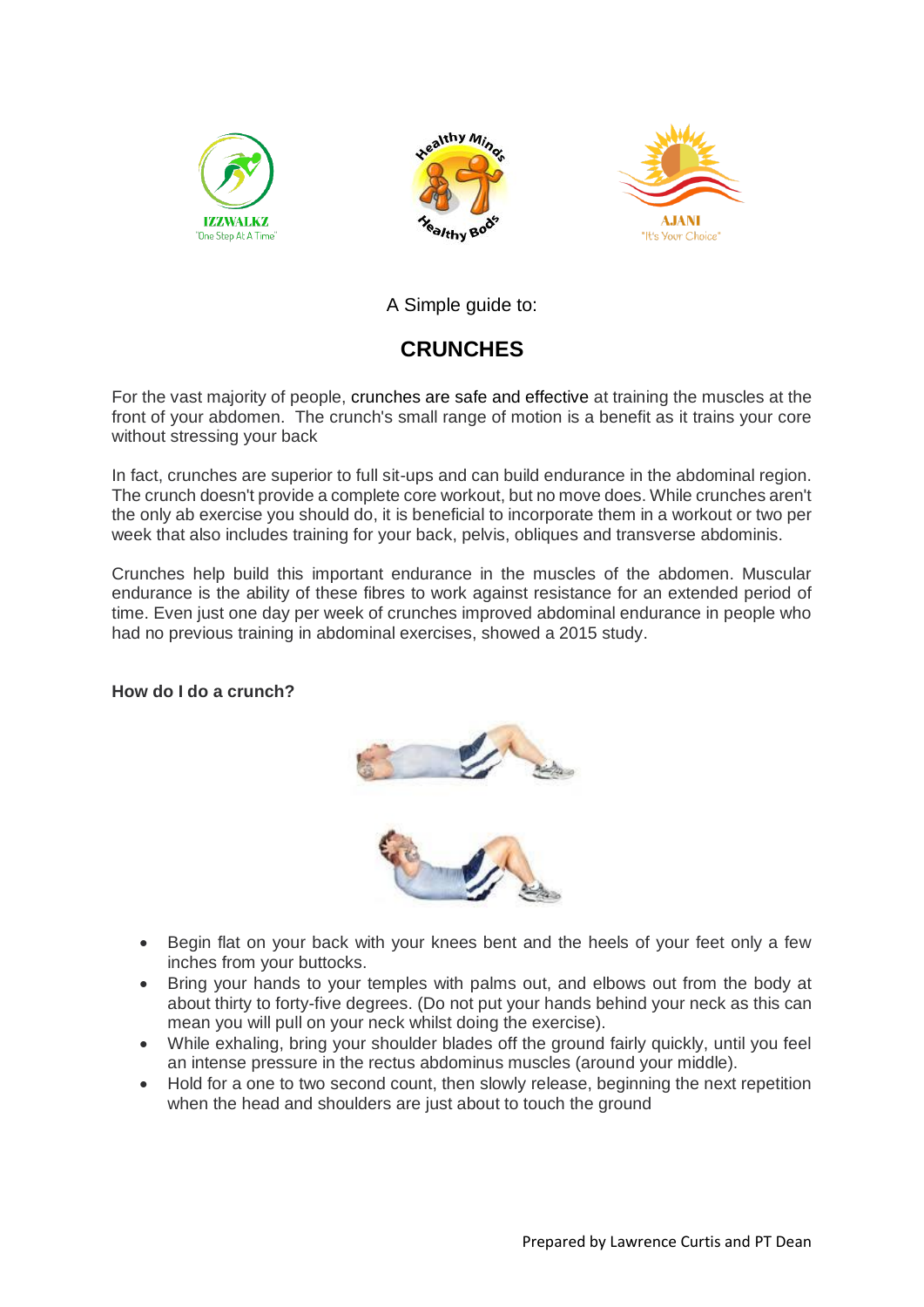IZZWALKZ
"One Step At A Time"

Healthy Minds Healthy Bods

AJANI
"It's Your Choice"

A Simple guide to:

# CRUNCHES

For the vast majority of people, crunches are safe and effective at training the muscles at the front of your abdomen. The crunch's small range of motion is a benefit as it trains your core without stressing your back

In fact, crunches are superior to full sit-ups and can build endurance in the abdominal region. The crunch doesn't provide a complete core workout, but no move does. While crunches aren't the only ab exercise you should do, it is beneficial to incorporate them in a workout or two per week that also includes training for your back, pelvis, obliques and transverse abdominis.

Crunches help build this important endurance in the muscles of the abdomen. Muscular endurance is the ability of these fibres to work against resistance for an extended period of time. Even just one day per week of crunches improved abdominal endurance in people who had no previous training in abdominal exercises, showed a 2015 study.

**How do I do a crunch?**

- Begin flat on your back with your knees bent and the heels of your feet only a few inches from your buttocks.
- Bring your hands to your temples with palms out, and elbows out from the body at about thirty to forty-five degrees. (Do not put your hands behind your neck as this can mean you will pull on your neck whilst doing the exercise).
- While exhaling, bring your shoulder blades off the ground fairly quickly, until you feel an intense pressure in the rectus abdominus muscles (around your middle).
- Hold for a one to two second count, then slowly release, beginning the next repetition when the head and shoulders are just about to touch the ground

Prepared by Lawrence Curtis and PT Dean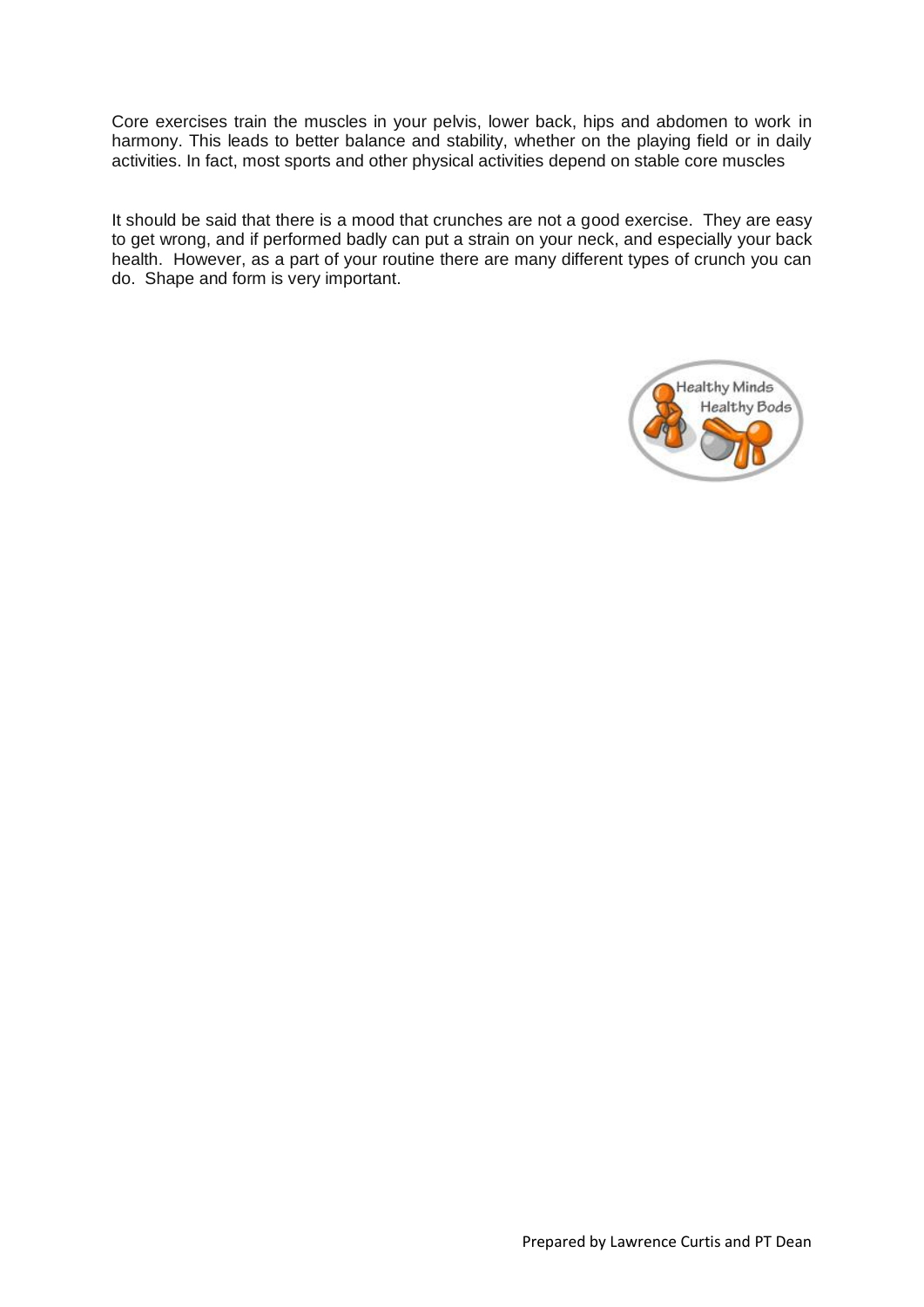Core exercises train the muscles in your pelvis, lower back, hips and abdomen to work in harmony. This leads to better balance and stability, whether on the playing field or in daily activities. In fact, most sports and other physical activities depend on stable core muscles

It should be said that there is a mood that crunches are not a good exercise. They are easy to get wrong, and if performed badly can put a strain on your neck, and especially your back health. However, as a part of your routine there are many different types of crunch you can do. Shape and form is very important.